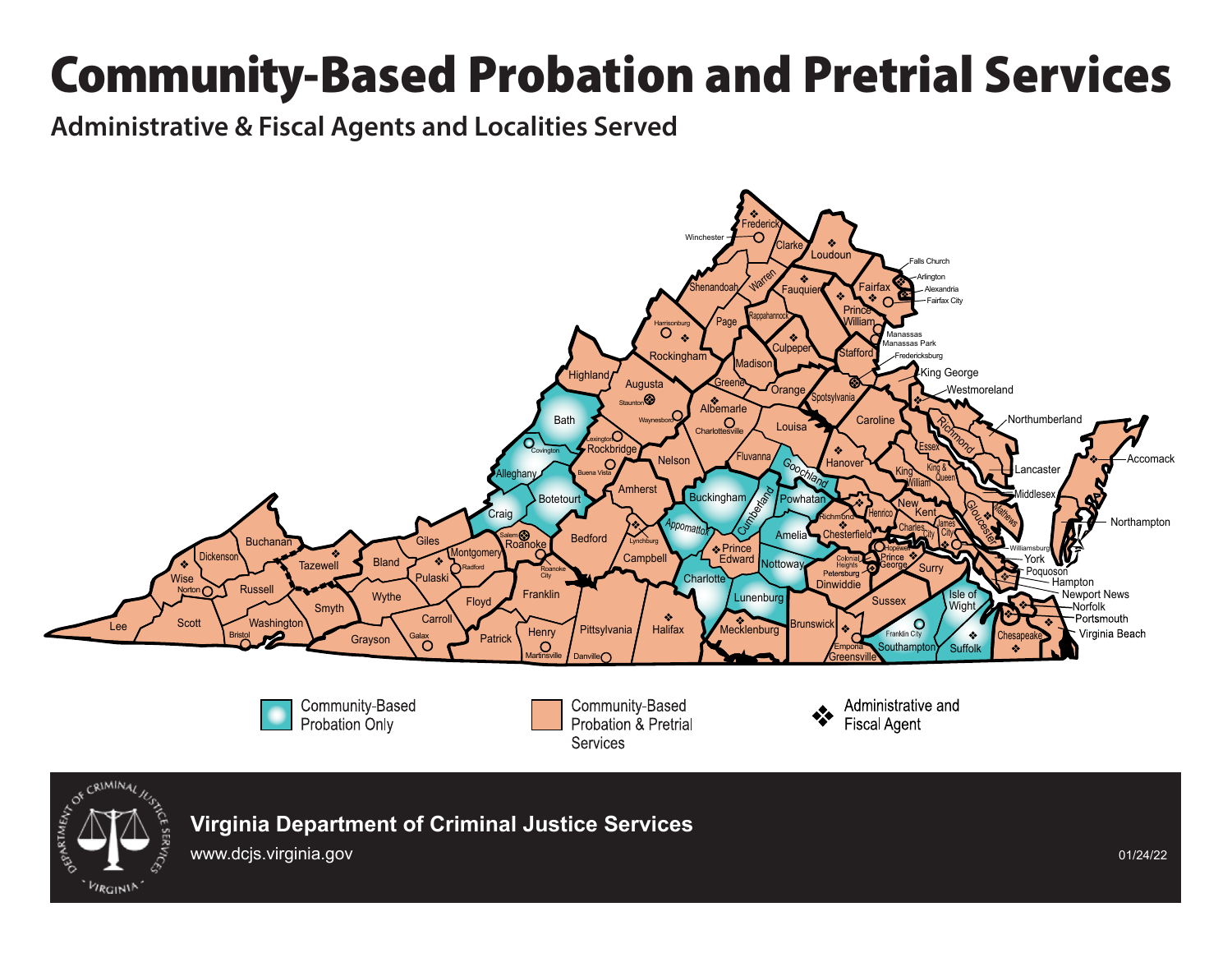# Community-Based Probation and Pretrial Services

## Administrative & Fiscal Agents and Localities Served

Community-Based Probation Only

Community-Based Probation & Pretrial Services

Administrative and Fiscal Agent

**Virginia Department of Criminal Justice Services**

www.dcjs.virginia.gov

01/24/22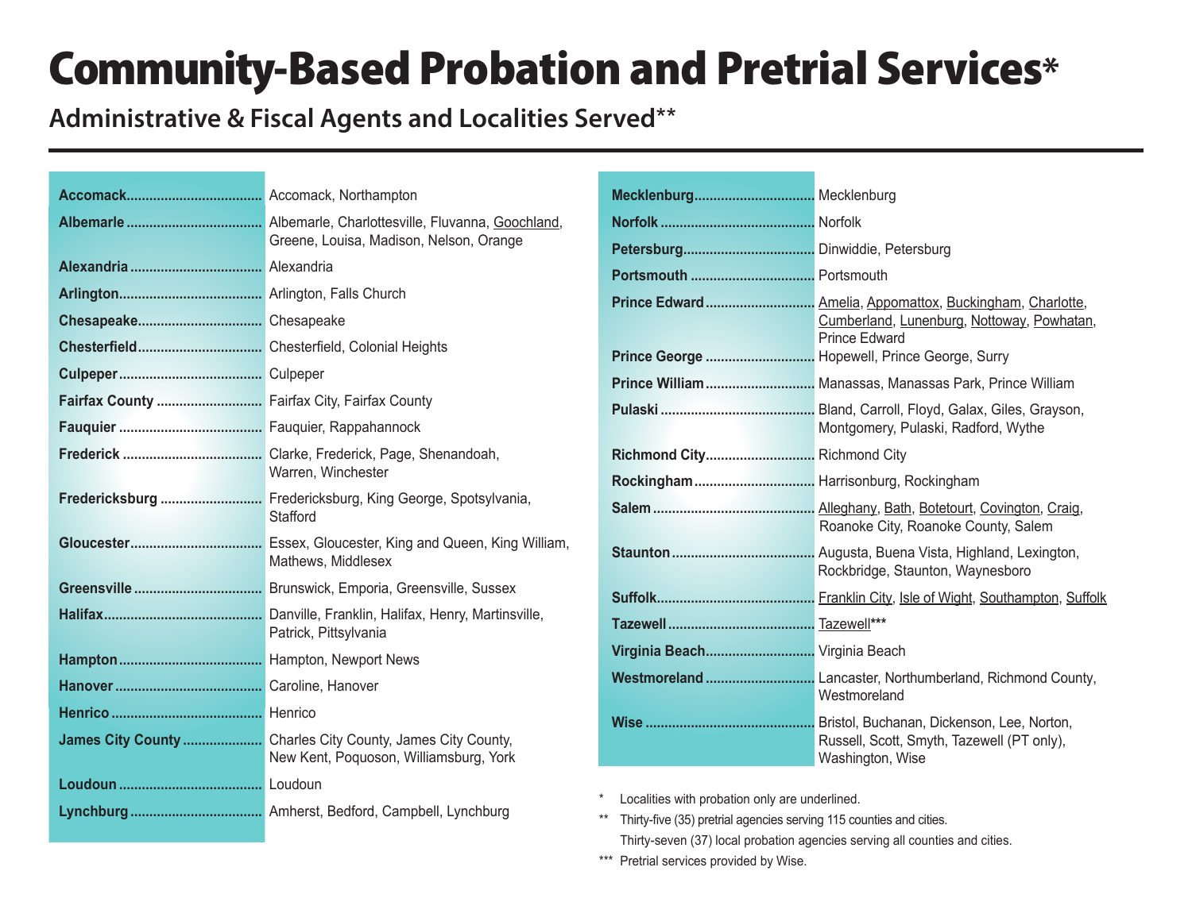# Community-Based Probation and Pretrial Services*

## Administrative & Fiscal Agents and Localities Served**

| | |
|---|---|
| **Accomack** | Accomack, Northampton |
| **Albemarle** | Albemarle, Charlottesville, Fluvanna, Goochland, Greene, Louisa, Madison, Nelson, Orange |
| **Alexandria** | Alexandria |
| **Arlington** | Arlington, Falls Church |
| **Chesapeake** | Chesapeake |
| **Chesterfield** | Chesterfield, Colonial Heights |
| **Culpeper** | Culpeper |
| **Fairfax County** | Fairfax City, Fairfax County |
| **Fauquier** | Fauquier, Rappahannock |
| **Frederick** | Clarke, Frederick, Page, Shenandoah, Warren, Winchester |
| **Fredericksburg** | Fredericksburg, King George, Spotsylvania, Stafford |
| **Gloucester** | Essex, Gloucester, King and Queen, King William, Mathews, Middlesex |
| **Greensville** | Brunswick, Emporia, Greensville, Sussex |
| **Halifax** | Danville, Franklin, Halifax, Henry, Martinsville, Patrick, Pittsylvania |
| **Hampton** | Hampton, Newport News |
| **Hanover** | Caroline, Hanover |
| **Henrico** | Henrico |
| **James City County** | Charles City County, James City County, New Kent, Poquoson, Williamsburg, York |
| **Loudoun** | Loudoun |
| **Lynchburg** | Amherst, Bedford, Campbell, Lynchburg |
| **Mecklenburg** | Mecklenburg |
| **Norfolk** | Norfolk |
| **Petersburg** | Dinwiddie, Petersburg |
| **Portsmouth** | Portsmouth |
| **Prince Edward** | Amelia, Appomattox, Buckingham, Charlotte, Cumberland, Lunenburg, Nottoway, Powhatan, Prince Edward |
| **Prince George** | Hopewell, Prince George, Surry |
| **Prince William** | Manassas, Manassas Park, Prince William |
| **Pulaski** | Bland, Carroll, Floyd, Galax, Giles, Grayson, Montgomery, Pulaski, Radford, Wythe |
| **Richmond City** | Richmond City |
| **Rockingham** | Harrisonburg, Rockingham |
| **Salem** | Alleghany, Bath, Botetourt, Covington, Craig, Roanoke City, Roanoke County, Salem |
| **Staunton** | Augusta, Buena Vista, Highland, Lexington, Rockbridge, Staunton, Waynesboro |
| **Suffolk** | Franklin City, Isle of Wight, Southampton, Suffolk |
| **Tazewell** | Tazewell*** |
| **Virginia Beach** | Virginia Beach |
| **Westmoreland** | Lancaster, Northumberland, Richmond County, Westmoreland |
| **Wise** | Bristol, Buchanan, Dickenson, Lee, Norton, Russell, Scott, Smyth, Tazewell (PT only), Washington, Wise |

\* Localities with probation only are underlined.

** Thirty-five (35) pretrial agencies serving 115 counties and cities.
Thirty-seven (37) local probation agencies serving all counties and cities.

*** Pretrial services provided by Wise.